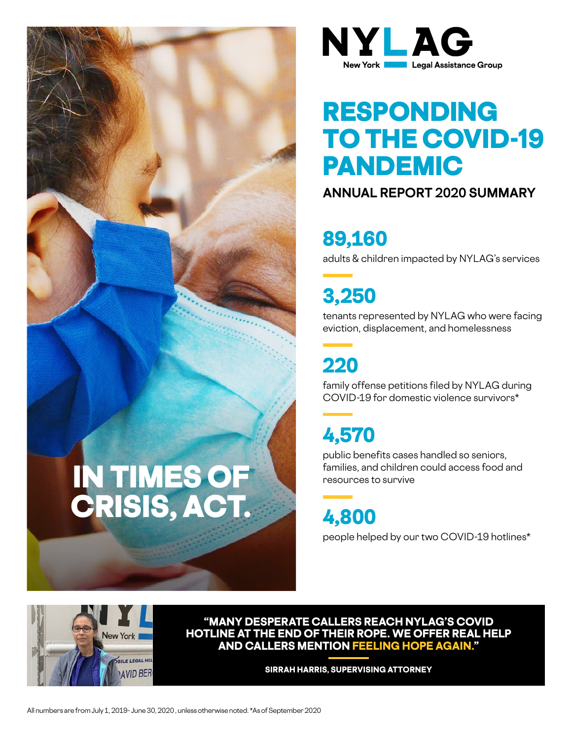NYLAG

New York Legal Assistance Group

# RESPONDING TO THE COVID-19 PANDEMIC

## ANNUAL REPORT 2020 SUMMARY

IN TIMES OF CRISIS, ACT.

### 89,160

adults & children impacted by NYLAG's services

### 3,250

tenants represented by NYLAG who were facing eviction, displacement, and homelessness

### 220

family offense petitions filed by NYLAG during COVID-19 for domestic violence survivors*

### 4,570

public benefits cases handled so seniors, families, and children could access food and resources to survive

### 4,800

people helped by our two COVID-19 hotlines*

**"MANY DESPERATE CALLERS REACH NYLAG'S COVID HOTLINE AT THE END OF THEIR ROPE. WE OFFER REAL HELP AND CALLERS MENTION FEELING HOPE AGAIN."**

**SIRRAH HARRIS, SUPERVISING ATTORNEY**

All numbers are from July 1, 2019 - June 30, 2020, unless otherwise noted. *As of September 2020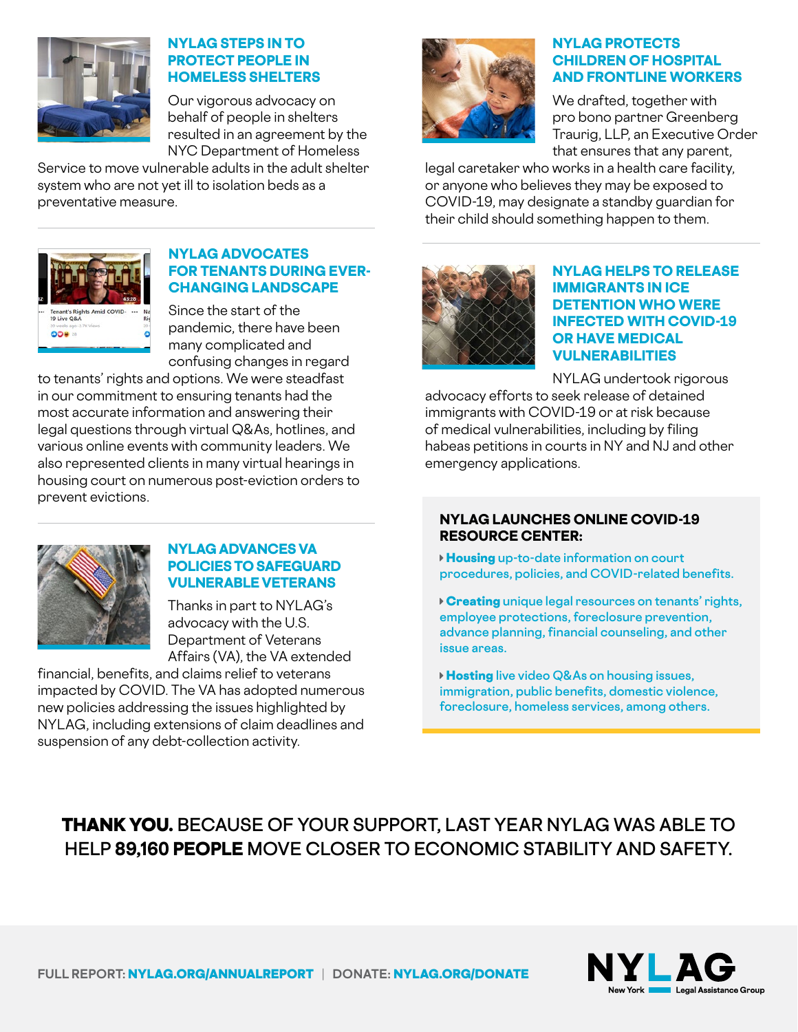## NYLAG STEPS IN TO PROTECT PEOPLE IN HOMELESS SHELTERS

Our vigorous advocacy on behalf of people in shelters resulted in an agreement by the NYC Department of Homeless Service to move vulnerable adults in the adult shelter system who are not yet ill to isolation beds as a preventative measure.

## NYLAG ADVOCATES FOR TENANTS DURING EVER-CHANGING LANDSCAPE

Since the start of the pandemic, there have been many complicated and confusing changes in regard to tenants' rights and options. We were steadfast in our commitment to ensuring tenants had the most accurate information and answering their legal questions through virtual Q&As, hotlines, and various online events with community leaders. We also represented clients in many virtual hearings in housing court on numerous post-eviction orders to prevent evictions.

## NYLAG ADVANCES VA POLICIES TO SAFEGUARD VULNERABLE VETERANS

Thanks in part to NYLAG's advocacy with the U.S. Department of Veterans Affairs (VA), the VA extended financial, benefits, and claims relief to veterans impacted by COVID. The VA has adopted numerous new policies addressing the issues highlighted by NYLAG, including extensions of claim deadlines and suspension of any debt-collection activity.

## NYLAG PROTECTS CHILDREN OF HOSPITAL AND FRONTLINE WORKERS

We drafted, together with pro bono partner Greenberg Traurig, LLP, an Executive Order that ensures that any parent, legal caretaker who works in a health care facility, or anyone who believes they may be exposed to COVID-19, may designate a standby guardian for their child should something happen to them.

## NYLAG HELPS TO RELEASE IMMIGRANTS IN ICE DETENTION WHO WERE INFECTED WITH COVID-19 OR HAVE MEDICAL VULNERABILITIES

NYLAG undertook rigorous advocacy efforts to seek release of detained immigrants with COVID-19 or at risk because of medical vulnerabilities, including by filing habeas petitions in courts in NY and NJ and other emergency applications.

### NYLAG LAUNCHES ONLINE COVID-19 RESOURCE CENTER:

- **Housing** up-to-date information on court procedures, policies, and COVID-related benefits.
- **Creating** unique legal resources on tenants' rights, employee protections, foreclosure prevention, advance planning, financial counseling, and other issue areas.
- **Hosting** live video Q&As on housing issues, immigration, public benefits, domestic violence, foreclosure, homeless services, among others.

**THANK YOU.** BECAUSE OF YOUR SUPPORT, LAST YEAR NYLAG WAS ABLE TO HELP **89,160 PEOPLE** MOVE CLOSER TO ECONOMIC STABILITY AND SAFETY.

FULL REPORT: **NYLAG.ORG/ANNUALREPORT** | DONATE: **NYLAG.ORG/DONATE**

NYLAG New York Legal Assistance Group